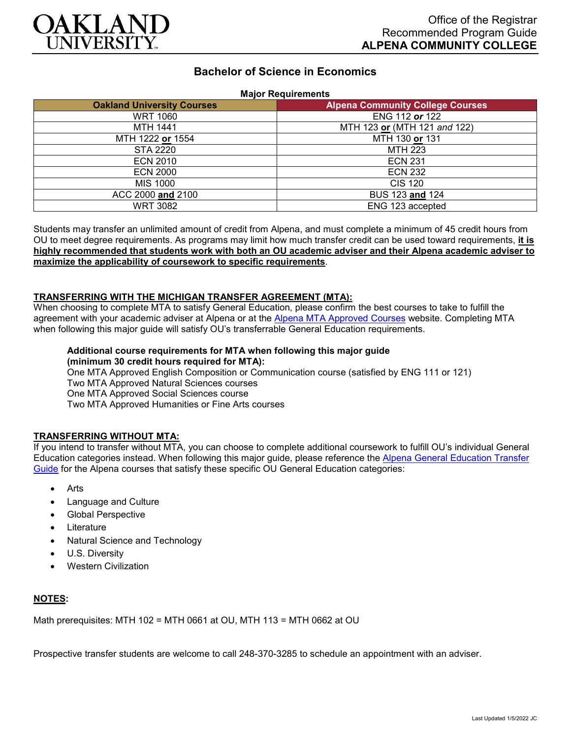Office of the Registrar
Recommended Program Guide
**ALPENA COMMUNITY COLLEGE**

# Bachelor of Science in Economics

**Major Requirements**

| Oakland University Courses | Alpena Community College Courses |
|---|---|
| WRT 1060 | ENG 112 ***or*** 122 |
| MTH 1441 | MTH 123 **or** (MTH 121 *and* 122) |
| MTH 1222 **or** 1554 | MTH 130 **or** 131 |
| STA 2220 | MTH 223 |
| ECN 2010 | ECN 231 |
| ECN 2000 | ECN 232 |
| MIS 1000 | CIS 120 |
| ACC 2000 **and** 2100 | BUS 123 **and** 124 |
| WRT 3082 | ENG 123 accepted |

Students may transfer an unlimited amount of credit from Alpena, and must complete a minimum of 45 credit hours from OU to meet degree requirements. As programs may limit how much transfer credit can be used toward requirements, **it is highly recommended that students work with both an OU academic adviser and their Alpena academic adviser to maximize the applicability of coursework to specific requirements**.

**TRANSFERRING WITH THE MICHIGAN TRANSFER AGREEMENT (MTA):**

When choosing to complete MTA to satisfy General Education, please confirm the best courses to take to fulfill the agreement with your academic adviser at Alpena or at the Alpena MTA Approved Courses website. Completing MTA when following this major guide will satisfy OU's transferrable General Education requirements.

**Additional course requirements for MTA when following this major guide (minimum 30 credit hours required for MTA):**
One MTA Approved English Composition or Communication course (satisfied by ENG 111 or 121)
Two MTA Approved Natural Sciences courses
One MTA Approved Social Sciences course
Two MTA Approved Humanities or Fine Arts courses

**TRANSFERRING WITHOUT MTA:**

If you intend to transfer without MTA, you can choose to complete additional coursework to fulfill OU's individual General Education categories instead. When following this major guide, please reference the Alpena General Education Transfer Guide for the Alpena courses that satisfy these specific OU General Education categories:

- Arts
- Language and Culture
- Global Perspective
- Literature
- Natural Science and Technology
- U.S. Diversity
- Western Civilization

**NOTES:**

Math prerequisites: MTH 102 = MTH 0661 at OU, MTH 113 = MTH 0662 at OU

Prospective transfer students are welcome to call 248-370-3285 to schedule an appointment with an adviser.

Last Updated 1/5/2022 JC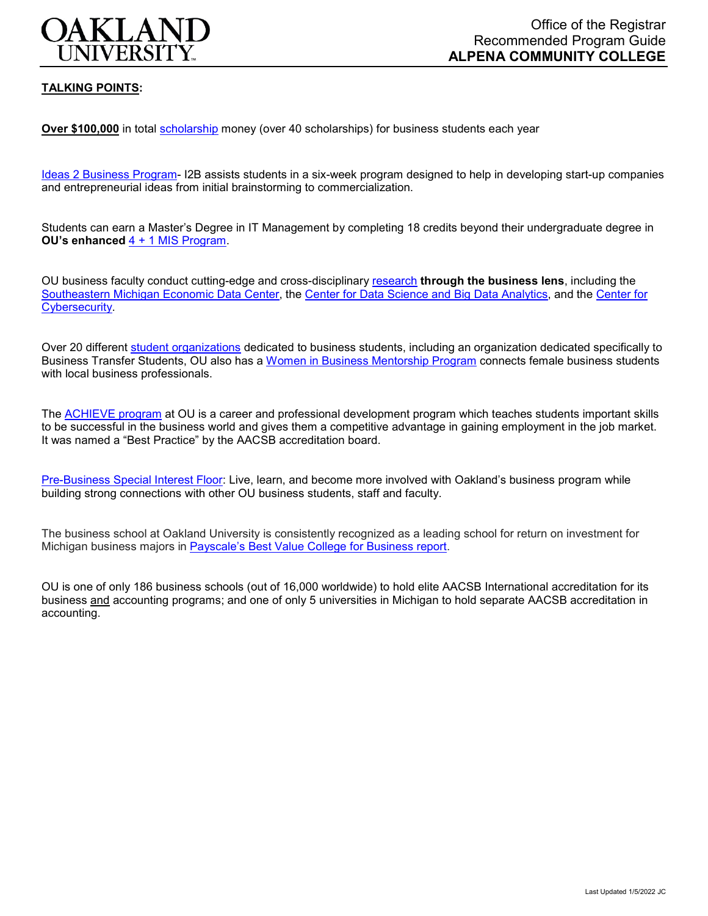**TALKING POINTS:**

**Over $100,000** in total scholarship money (over 40 scholarships) for business students each year

Ideas 2 Business Program- I2B assists students in a six-week program designed to help in developing start-up companies and entrepreneurial ideas from initial brainstorming to commercialization.

Students can earn a Master's Degree in IT Management by completing 18 credits beyond their undergraduate degree in **OU's enhanced** 4 + 1 MIS Program.

OU business faculty conduct cutting-edge and cross-disciplinary research **through the business lens**, including the Southeastern Michigan Economic Data Center, the Center for Data Science and Big Data Analytics, and the Center for Cybersecurity.

Over 20 different student organizations dedicated to business students, including an organization dedicated specifically to Business Transfer Students, OU also has a Women in Business Mentorship Program connects female business students with local business professionals.

The ACHIEVE program at OU is a career and professional development program which teaches students important skills to be successful in the business world and gives them a competitive advantage in gaining employment in the job market. It was named a "Best Practice" by the AACSB accreditation board.

Pre-Business Special Interest Floor: Live, learn, and become more involved with Oakland's business program while building strong connections with other OU business students, staff and faculty.

The business school at Oakland University is consistently recognized as a leading school for return on investment for Michigan business majors in Payscale's Best Value College for Business report.

OU is one of only 186 business schools (out of 16,000 worldwide) to hold elite AACSB International accreditation for its business and accounting programs; and one of only 5 universities in Michigan to hold separate AACSB accreditation in accounting.

Last Updated 1/5/2022 JC